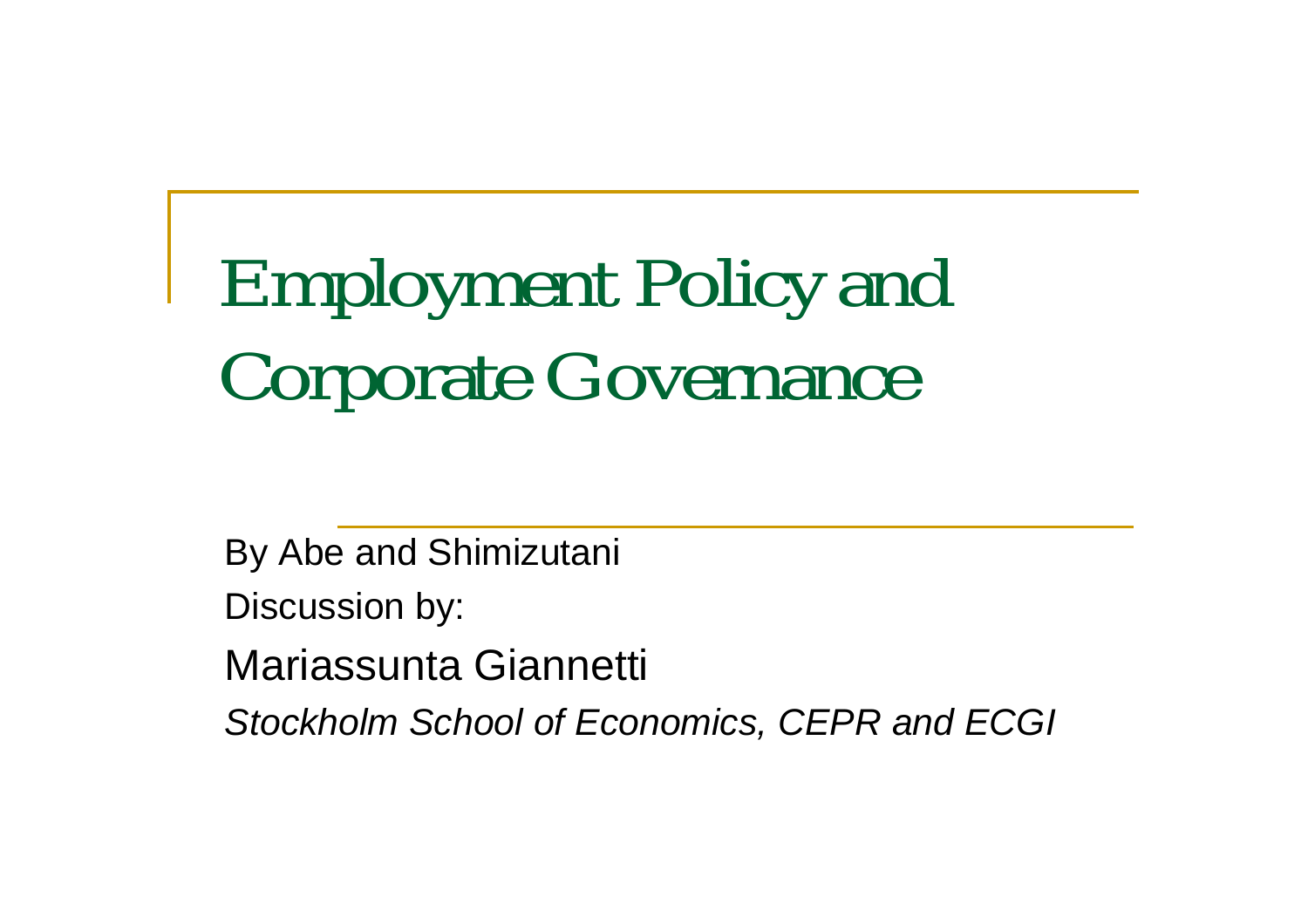# Employment Policy and Corporate Governance

By Abe and Shimizutani

Discussion by:

Mariassunta Giannetti

*Stockholm School of Economics, CEPR and ECGI*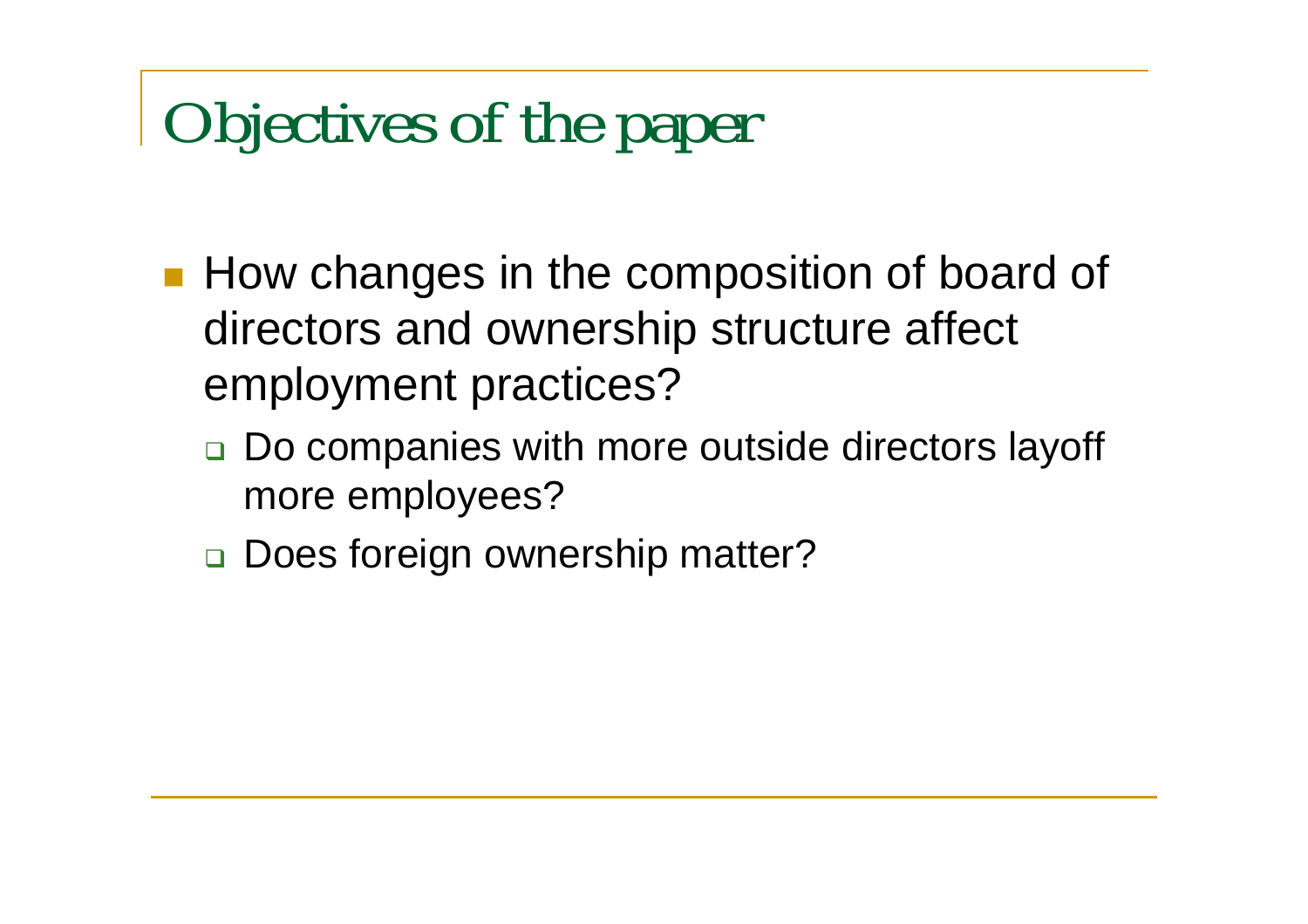# Objectives of the paper

- How changes in the composition of board of directors and ownership structure affect employment practices?
  - Do companies with more outside directors layoff more employees?
  - Does foreign ownership matter?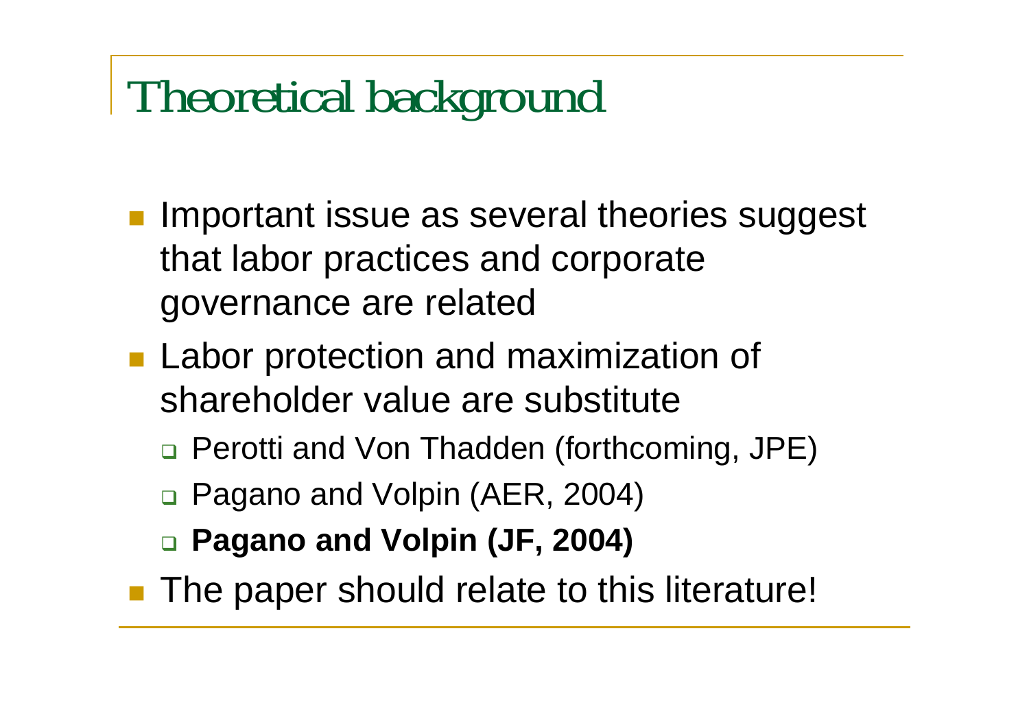# Theoretical background

- Important issue as several theories suggest that labor practices and corporate governance are related
- Labor protection and maximization of shareholder value are substitute
  - Perotti and Von Thadden (forthcoming, JPE)
  - Pagano and Volpin (AER, 2004)
  - **Pagano and Volpin (JF, 2004)**
- The paper should relate to this literature!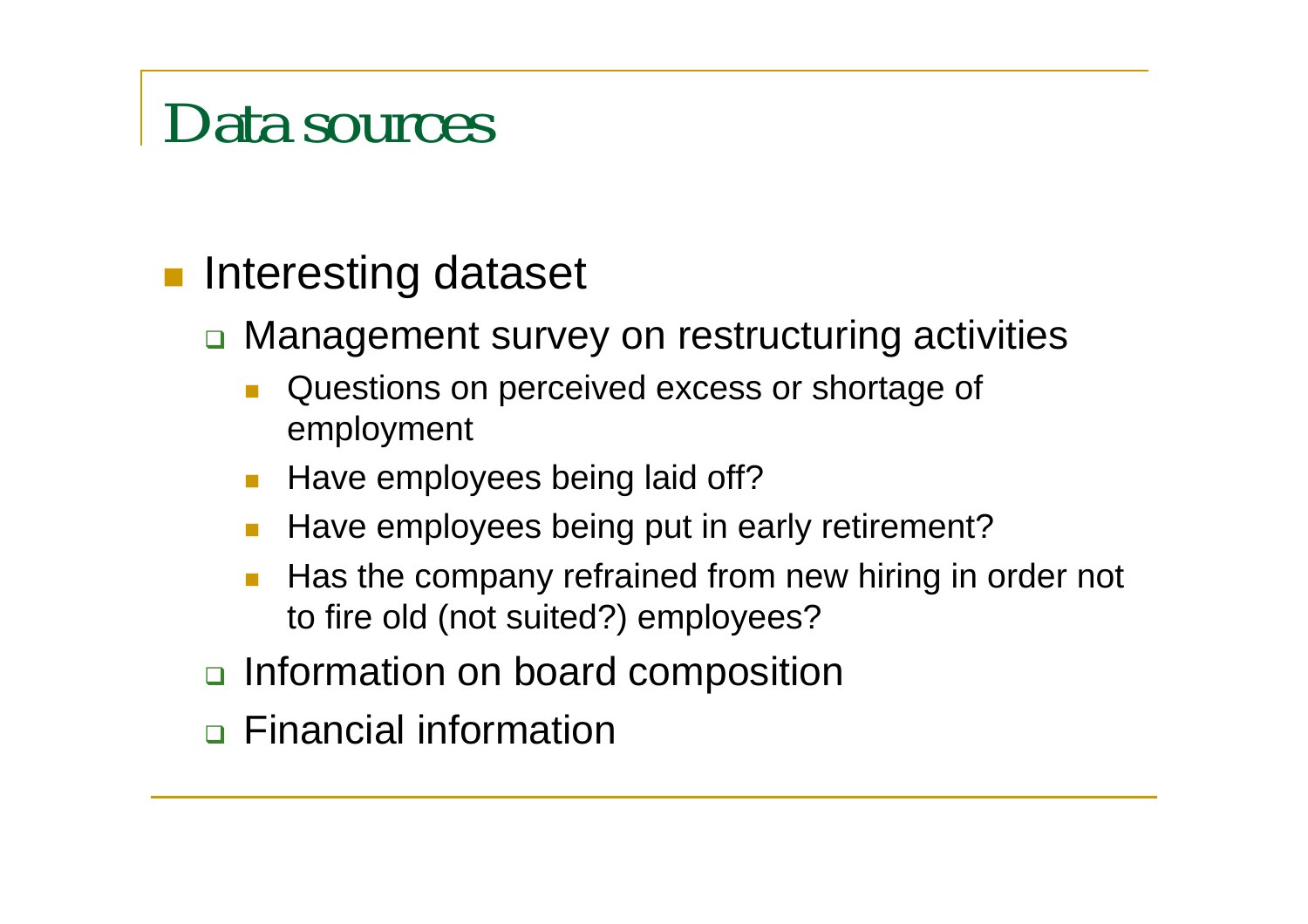# Data sources

- Interesting dataset
  - Management survey on restructuring activities
    - Questions on perceived excess or shortage of employment
    - Have employees being laid off?
    - Have employees being put in early retirement?
    - Has the company refrained from new hiring in order not to fire old (not suited?) employees?
  - Information on board composition
  - Financial information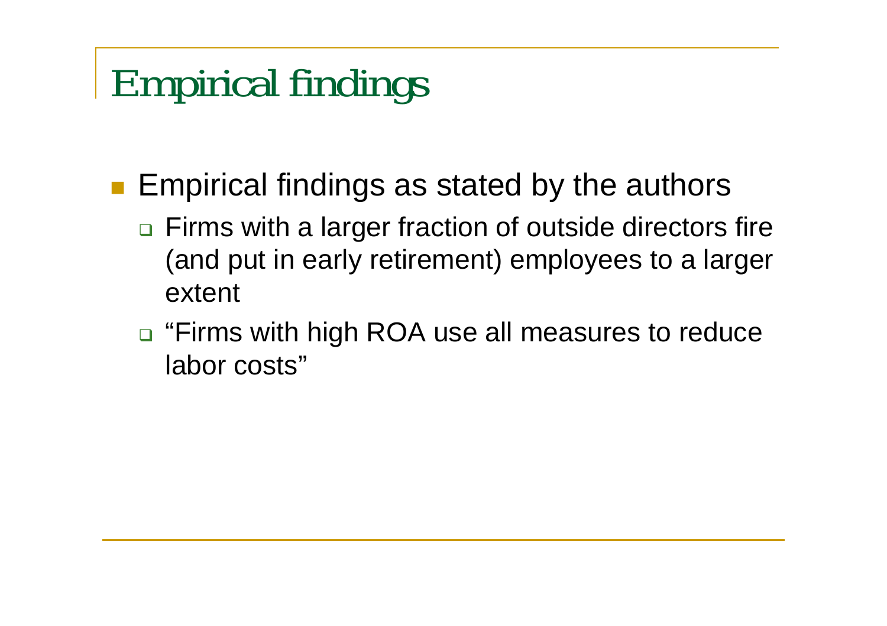# Empirical findings

- Empirical findings as stated by the authors
  - Firms with a larger fraction of outside directors fire (and put in early retirement) employees to a larger extent
  - "Firms with high ROA use all measures to reduce labor costs"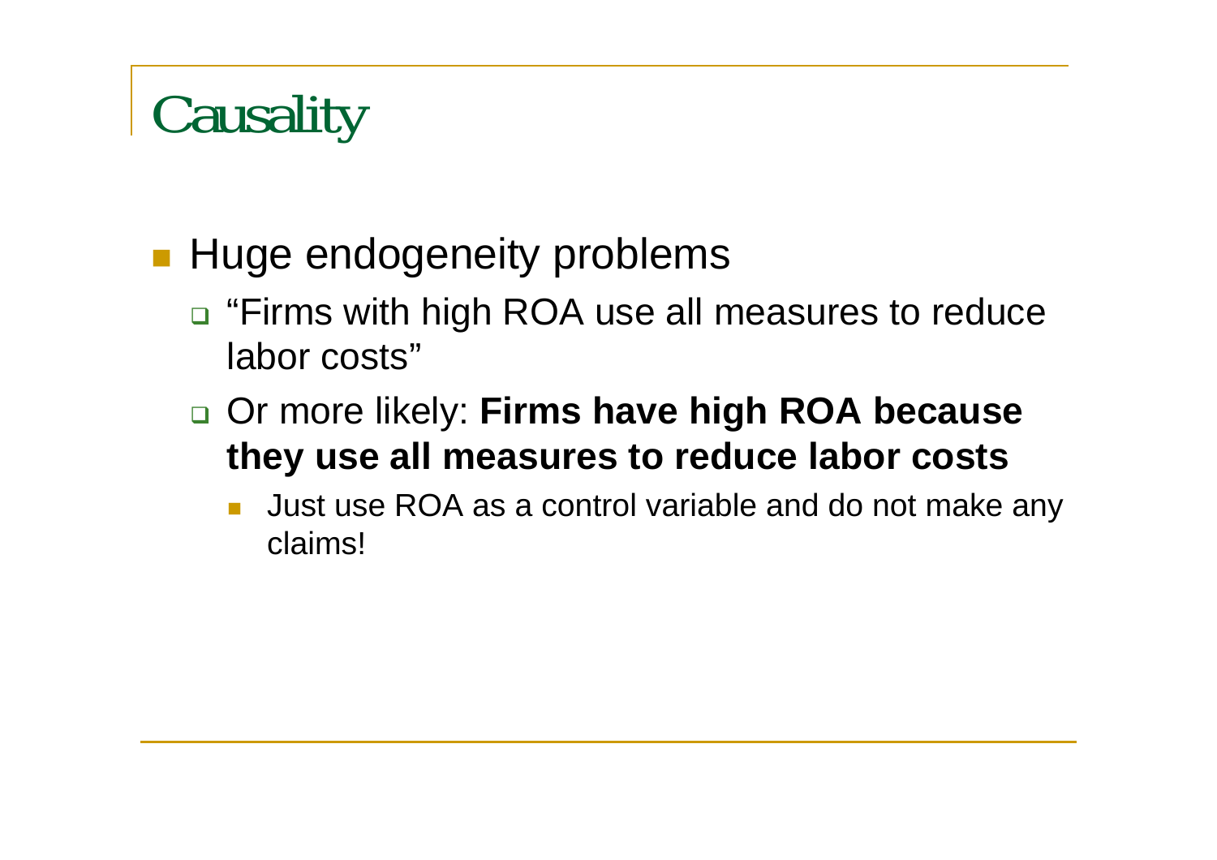# Causality

- Huge endogeneity problems
  - "Firms with high ROA use all measures to reduce labor costs"
  - Or more likely: **Firms have high ROA because they use all measures to reduce labor costs**
    - Just use ROA as a control variable and do not make any claims!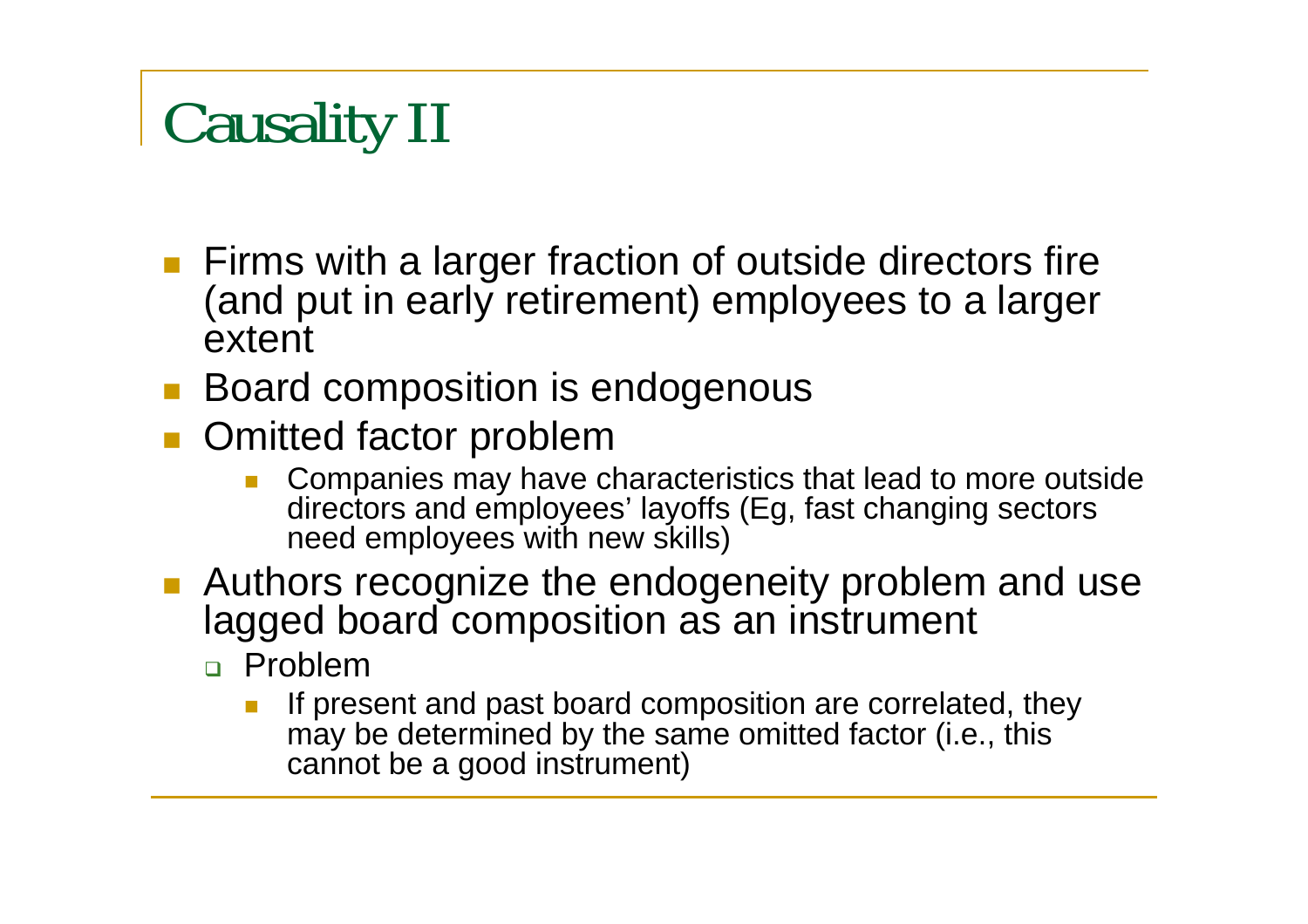# Causality II

- Firms with a larger fraction of outside directors fire (and put in early retirement) employees to a larger extent
- Board composition is endogenous
- Omitted factor problem
  - Companies may have characteristics that lead to more outside directors and employees' layoffs (Eg, fast changing sectors need employees with new skills)
- Authors recognize the endogeneity problem and use lagged board composition as an instrument
  - Problem
    - If present and past board composition are correlated, they may be determined by the same omitted factor (i.e., this cannot be a good instrument)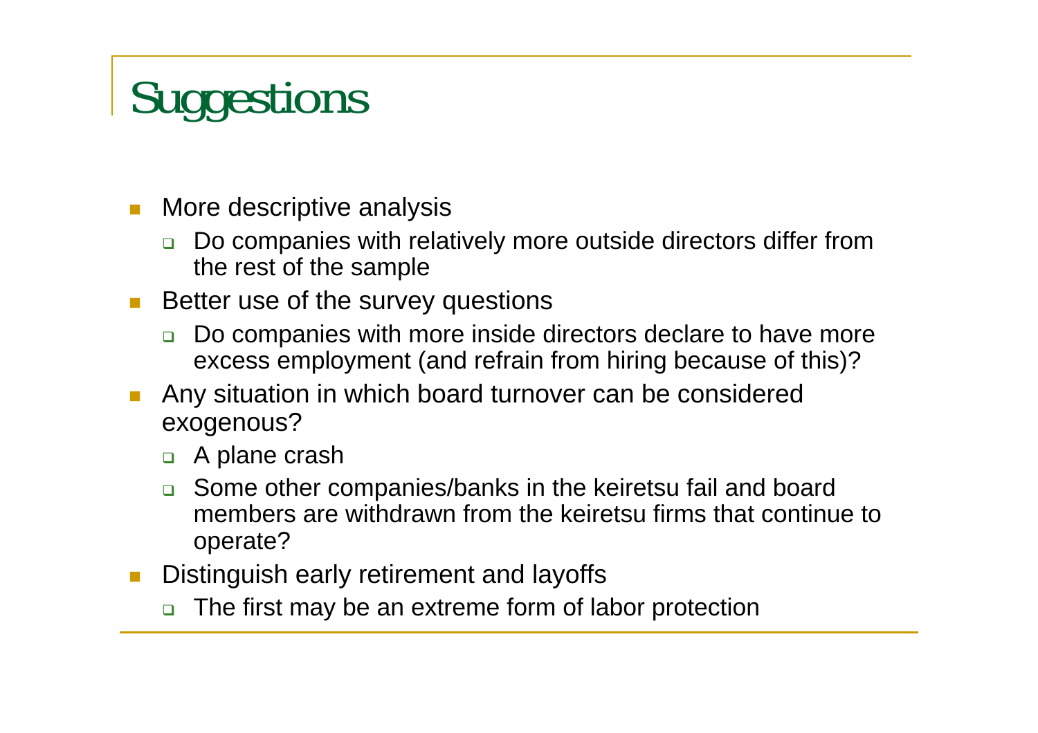# Suggestions

- More descriptive analysis
  - Do companies with relatively more outside directors differ from the rest of the sample
- Better use of the survey questions
  - Do companies with more inside directors declare to have more excess employment (and refrain from hiring because of this)?
- Any situation in which board turnover can be considered exogenous?
  - A plane crash
  - Some other companies/banks in the keiretsu fail and board members are withdrawn from the keiretsu firms that continue to operate?
- Distinguish early retirement and layoffs
  - The first may be an extreme form of labor protection